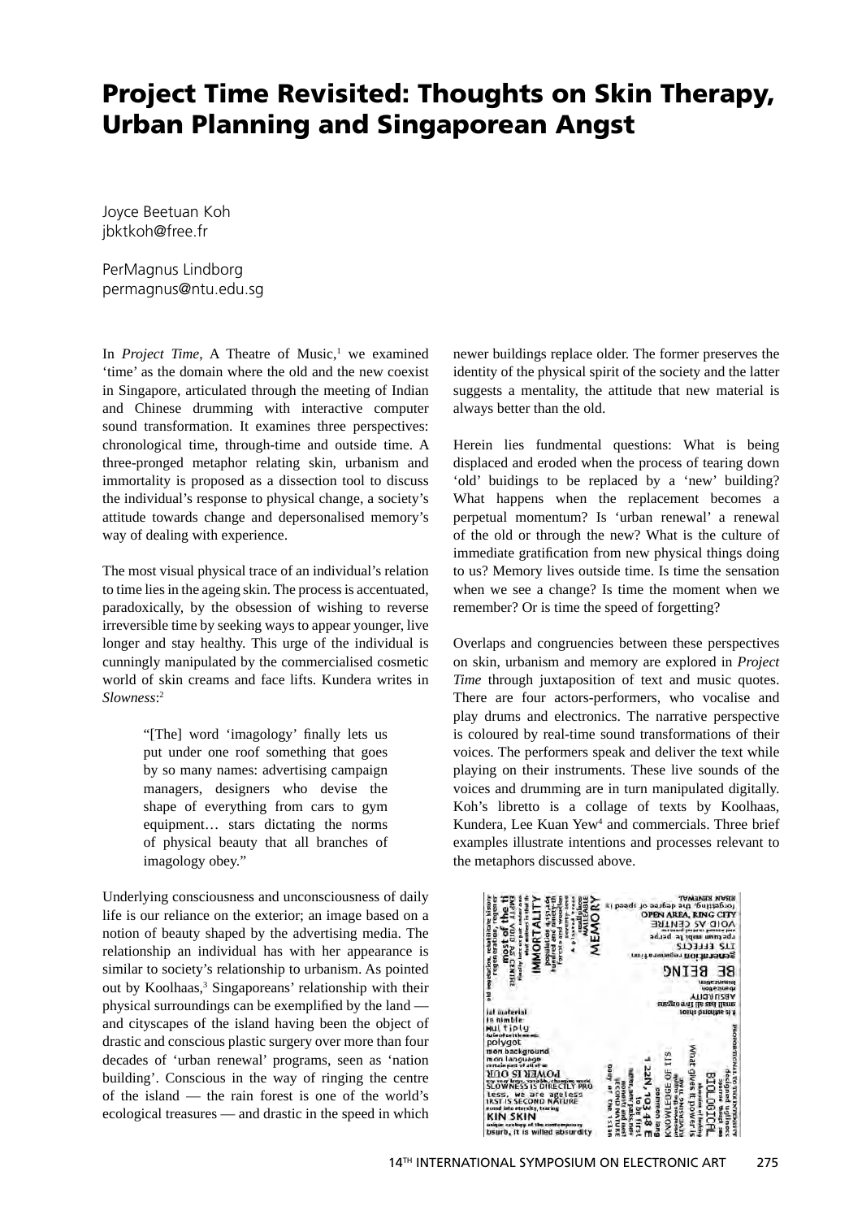# Project Time Revisited: Thoughts on Skin Therapy, Urban Planning and Singaporean Angst

Joyce Beetuan Koh
jbktkoh@free.fr

PerMagnus Lindborg
permagnus@ntu.edu.sg

In *Project Time*, A Theatre of Music,[1] we examined 'time' as the domain where the old and the new coexist in Singapore, articulated through the meeting of Indian and Chinese drumming with interactive computer sound transformation. It examines three perspectives: chronological time, through-time and outside time. A three-pronged metaphor relating skin, urbanism and immortality is proposed as a dissection tool to discuss the individual's response to physical change, a society's attitude towards change and depersonalised memory's way of dealing with experience.

The most visual physical trace of an individual's relation to time lies in the ageing skin. The process is accentuated, paradoxically, by the obsession of wishing to reverse irreversible time by seeking ways to appear younger, live longer and stay healthy. This urge of the individual is cunningly manipulated by the commercialised cosmetic world of skin creams and face lifts. Kundera writes in *Slowness*:[2]

> "[The] word 'imagology' finally lets us put under one roof something that goes by so many names: advertising campaign managers, designers who devise the shape of everything from cars to gym equipment… stars dictating the norms of physical beauty that all branches of imagology obey."

Underlying consciousness and unconsciousness of daily life is our reliance on the exterior; an image based on a notion of beauty shaped by the advertising media. The relationship an individual has with her appearance is similar to society's relationship to urbanism. As pointed out by Koolhaas,[3] Singaporeans' relationship with their physical surroundings can be exemplified by the land — and cityscapes of the island having been the object of drastic and conscious plastic surgery over more than four decades of 'urban renewal' programs, seen as 'nation building'. Conscious in the way of ringing the centre of the island — the rain forest is one of the world's ecological treasures — and drastic in the speed in which newer buildings replace older. The former preserves the identity of the physical spirit of the society and the latter suggests a mentality, the attitude that new material is always better than the old.

Herein lies fundmental questions: What is being displaced and eroded when the process of tearing down 'old' buidings to be replaced by a 'new' building? What happens when the replacement becomes a perpetual momentum? Is 'urban renewal' a renewal of the old or through the new? What is the culture of immediate gratification from new physical things doing to us? Memory lives outside time. Is time the sensation when we see a change? Is time the moment when we remember? Or is time the speed of forgetting?

Overlaps and congruencies between these perspectives on skin, urbanism and memory are explored in *Project Time* through juxtaposition of text and music quotes. There are four actors-performers, who vocalise and play drums and electronics. The narrative perspective is coloured by real-time sound transformations of their voices. The performers speak and deliver the text while playing on their instruments. These live sounds of the voices and drumming are in turn manipulated digitally. Koh's libretto is a collage of texts by Koolhaas, Kundera, Lee Kuan Yew[4] and commercials. Three brief examples illustrate intentions and processes relevant to the metaphors discussed above.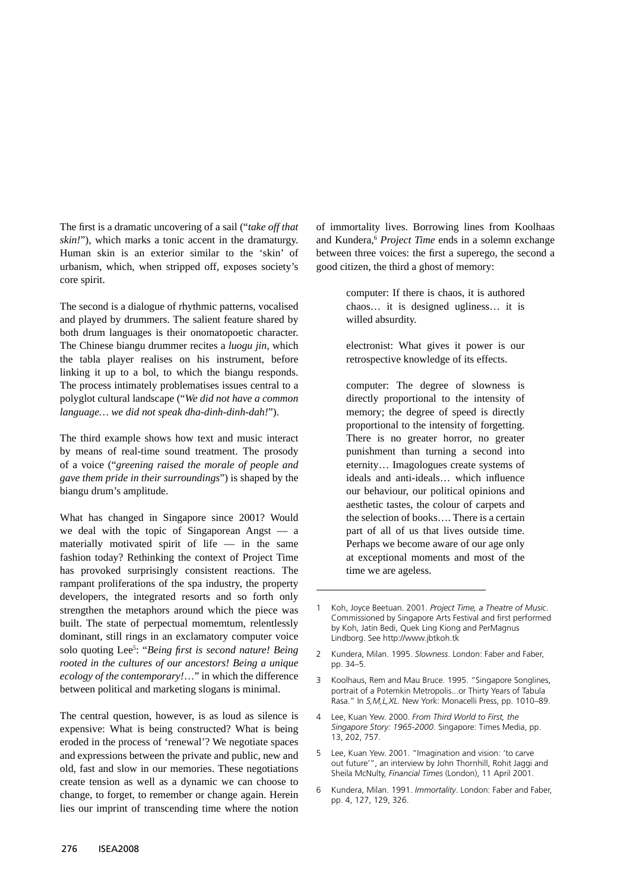The first is a dramatic uncovering of a sail ("*take off that skin!*"), which marks a tonic accent in the dramaturgy. Human skin is an exterior similar to the 'skin' of urbanism, which, when stripped off, exposes society's core spirit.

The second is a dialogue of rhythmic patterns, vocalised and played by drummers. The salient feature shared by both drum languages is their onomatopoetic character. The Chinese biangu drummer recites a *luogu jin*, which the tabla player realises on his instrument, before linking it up to a bol, to which the biangu responds. The process intimately problematises issues central to a polyglot cultural landscape ("*We did not have a common language… we did not speak dha-dinh-dinh-dah!*").

The third example shows how text and music interact by means of real-time sound treatment. The prosody of a voice ("*greening raised the morale of people and gave them pride in their surroundings*") is shaped by the biangu drum's amplitude.

What has changed in Singapore since 2001? Would we deal with the topic of Singaporean Angst — a materially motivated spirit of life — in the same fashion today? Rethinking the context of Project Time has provoked surprisingly consistent reactions. The rampant proliferations of the spa industry, the property developers, the integrated resorts and so forth only strengthen the metaphors around which the piece was built. The state of perpectual momemtum, relentlessly dominant, still rings in an exclamatory computer voice solo quoting Lee[5]: "*Being first is second nature! Being rooted in the cultures of our ancestors! Being a unique ecology of the contemporary!*…" in which the difference between political and marketing slogans is minimal.

The central question, however, is as loud as silence is expensive: What is being constructed? What is being eroded in the process of 'renewal'? We negotiate spaces and expressions between the private and public, new and old, fast and slow in our memories. These negotiations create tension as well as a dynamic we can choose to change, to forget, to remember or change again. Herein lies our imprint of transcending time where the notion of immortality lives. Borrowing lines from Koolhaas and Kundera,[6] *Project Time* ends in a solemn exchange between three voices: the first a superego, the second a good citizen, the third a ghost of memory:

> computer: If there is chaos, it is authored chaos… it is designed ugliness… it is willed absurdity.
>
> electronist: What gives it power is our retrospective knowledge of its effects.
>
> computer: The degree of slowness is directly proportional to the intensity of memory; the degree of speed is directly proportional to the intensity of forgetting. There is no greater horror, no greater punishment than turning a second into eternity… Imagologues create systems of ideals and anti-ideals… which influence our behaviour, our political opinions and aesthetic tastes, the colour of carpets and the selection of books…. There is a certain part of all of us that lives outside time. Perhaps we become aware of our age only at exceptional moments and most of the time we are ageless.

---

1 Koh, Joyce Beetuan. 2001. *Project Time, a Theatre of Music*. Commissioned by Singapore Arts Festival and first performed by Koh, Jatin Bedi, Quek Ling Kiong and PerMagnus Lindborg. See http://www.jbtkoh.tk

2 Kundera, Milan. 1995. *Slowness*. London: Faber and Faber, pp. 34–5.

3 Koolhaus, Rem and Mau Bruce. 1995. "Singapore Songlines, portrait of a Potemkin Metropolis...or Thirty Years of Tabula Rasa." In *S,M,L,XL*. New York: Monacelli Press, pp. 1010–89.

4 Lee, Kuan Yew. 2000. *From Third World to First, the Singapore Story: 1965-2000*. Singapore: Times Media, pp. 13, 202, 757.

5 Lee, Kuan Yew. 2001. "Imagination and vision: 'to carve out future'", an interview by John Thornhill, Rohit Jaggi and Sheila McNulty, *Financial Times* (London), 11 April 2001.

6 Kundera, Milan. 1991. *Immortality*. London: Faber and Faber, pp. 4, 127, 129, 326.